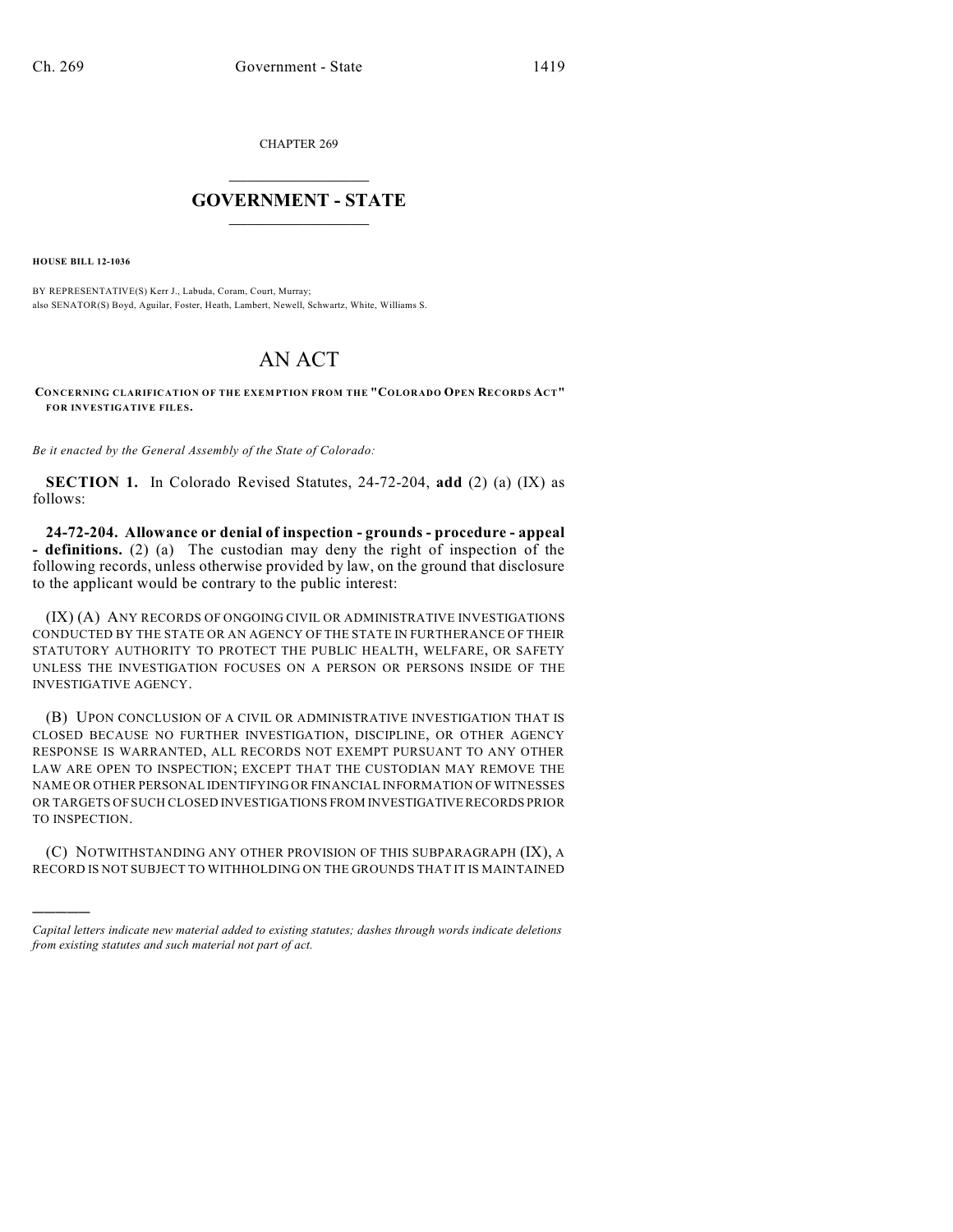CHAPTER 269

# GOVERNMENT - STATE

**HOUSE BILL 12-1036**

BY REPRESENTATIVE(S) Kerr J., Labuda, Coram, Court, Murray;
also SENATOR(S) Boyd, Aguilar, Foster, Heath, Lambert, Newell, Schwartz, White, Williams S.

# AN ACT

**CONCERNING CLARIFICATION OF THE EXEMPTION FROM THE "COLORADO OPEN RECORDS ACT" FOR INVESTIGATIVE FILES.**

*Be it enacted by the General Assembly of the State of Colorado:*

**SECTION 1.** In Colorado Revised Statutes, 24-72-204, **add** (2) (a) (IX) as follows:

**24-72-204. Allowance or denial of inspection - grounds - procedure - appeal - definitions.** (2) (a) The custodian may deny the right of inspection of the following records, unless otherwise provided by law, on the ground that disclosure to the applicant would be contrary to the public interest:

(IX) (A) ANY RECORDS OF ONGOING CIVIL OR ADMINISTRATIVE INVESTIGATIONS CONDUCTED BY THE STATE OR AN AGENCY OF THE STATE IN FURTHERANCE OF THEIR STATUTORY AUTHORITY TO PROTECT THE PUBLIC HEALTH, WELFARE, OR SAFETY UNLESS THE INVESTIGATION FOCUSES ON A PERSON OR PERSONS INSIDE OF THE INVESTIGATIVE AGENCY.

(B) UPON CONCLUSION OF A CIVIL OR ADMINISTRATIVE INVESTIGATION THAT IS CLOSED BECAUSE NO FURTHER INVESTIGATION, DISCIPLINE, OR OTHER AGENCY RESPONSE IS WARRANTED, ALL RECORDS NOT EXEMPT PURSUANT TO ANY OTHER LAW ARE OPEN TO INSPECTION; EXCEPT THAT THE CUSTODIAN MAY REMOVE THE NAME OR OTHER PERSONAL IDENTIFYING OR FINANCIAL INFORMATION OF WITNESSES OR TARGETS OF SUCH CLOSED INVESTIGATIONS FROM INVESTIGATIVE RECORDS PRIOR TO INSPECTION.

(C) NOTWITHSTANDING ANY OTHER PROVISION OF THIS SUBPARAGRAPH (IX), A RECORD IS NOT SUBJECT TO WITHHOLDING ON THE GROUNDS THAT IT IS MAINTAINED

---

*Capital letters indicate new material added to existing statutes; dashes through words indicate deletions from existing statutes and such material not part of act.*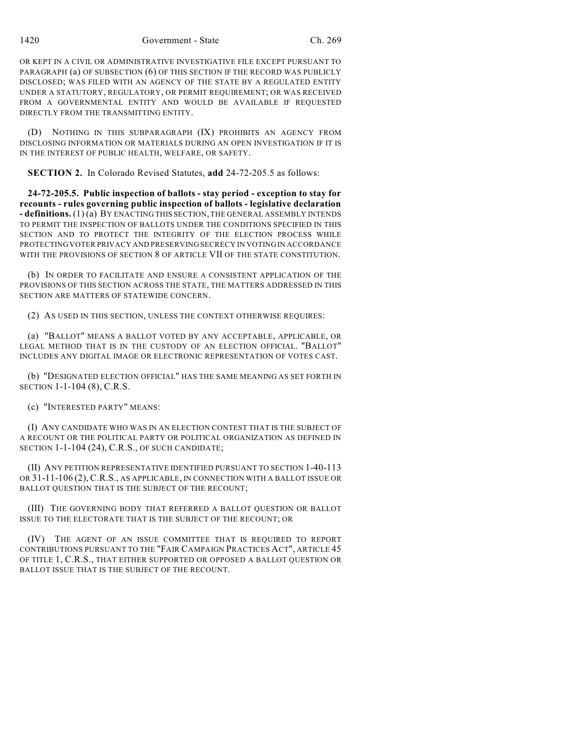OR KEPT IN A CIVIL OR ADMINISTRATIVE INVESTIGATIVE FILE EXCEPT PURSUANT TO PARAGRAPH (a) OF SUBSECTION (6) OF THIS SECTION IF THE RECORD WAS PUBLICLY DISCLOSED; WAS FILED WITH AN AGENCY OF THE STATE BY A REGULATED ENTITY UNDER A STATUTORY, REGULATORY, OR PERMIT REQUIREMENT; OR WAS RECEIVED FROM A GOVERNMENTAL ENTITY AND WOULD BE AVAILABLE IF REQUESTED DIRECTLY FROM THE TRANSMITTING ENTITY.

(D) NOTHING IN THIS SUBPARAGRAPH (IX) PROHIBITS AN AGENCY FROM DISCLOSING INFORMATION OR MATERIALS DURING AN OPEN INVESTIGATION IF IT IS IN THE INTEREST OF PUBLIC HEALTH, WELFARE, OR SAFETY.

**SECTION 2.** In Colorado Revised Statutes, **add** 24-72-205.5 as follows:

**24-72-205.5. Public inspection of ballots - stay period - exception to stay for recounts - rules governing public inspection of ballots - legislative declaration - definitions.** (1) (a) BY ENACTING THIS SECTION, THE GENERAL ASSEMBLY INTENDS TO PERMIT THE INSPECTION OF BALLOTS UNDER THE CONDITIONS SPECIFIED IN THIS SECTION AND TO PROTECT THE INTEGRITY OF THE ELECTION PROCESS WHILE PROTECTING VOTER PRIVACY AND PRESERVING SECRECY IN VOTING IN ACCORDANCE WITH THE PROVISIONS OF SECTION 8 OF ARTICLE VII OF THE STATE CONSTITUTION.

(b) IN ORDER TO FACILITATE AND ENSURE A CONSISTENT APPLICATION OF THE PROVISIONS OF THIS SECTION ACROSS THE STATE, THE MATTERS ADDRESSED IN THIS SECTION ARE MATTERS OF STATEWIDE CONCERN.

(2) AS USED IN THIS SECTION, UNLESS THE CONTEXT OTHERWISE REQUIRES:

(a) "BALLOT" MEANS A BALLOT VOTED BY ANY ACCEPTABLE, APPLICABLE, OR LEGAL METHOD THAT IS IN THE CUSTODY OF AN ELECTION OFFICIAL. "BALLOT" INCLUDES ANY DIGITAL IMAGE OR ELECTRONIC REPRESENTATION OF VOTES CAST.

(b) "DESIGNATED ELECTION OFFICIAL" HAS THE SAME MEANING AS SET FORTH IN SECTION 1-1-104 (8), C.R.S.

(c) "INTERESTED PARTY" MEANS:

(I) ANY CANDIDATE WHO WAS IN AN ELECTION CONTEST THAT IS THE SUBJECT OF A RECOUNT OR THE POLITICAL PARTY OR POLITICAL ORGANIZATION AS DEFINED IN SECTION 1-1-104 (24), C.R.S., OF SUCH CANDIDATE;

(II) ANY PETITION REPRESENTATIVE IDENTIFIED PURSUANT TO SECTION 1-40-113 OR 31-11-106 (2), C.R.S., AS APPLICABLE, IN CONNECTION WITH A BALLOT ISSUE OR BALLOT QUESTION THAT IS THE SUBJECT OF THE RECOUNT;

(III) THE GOVERNING BODY THAT REFERRED A BALLOT QUESTION OR BALLOT ISSUE TO THE ELECTORATE THAT IS THE SUBJECT OF THE RECOUNT; OR

(IV) THE AGENT OF AN ISSUE COMMITTEE THAT IS REQUIRED TO REPORT CONTRIBUTIONS PURSUANT TO THE "FAIR CAMPAIGN PRACTICES ACT", ARTICLE 45 OF TITLE 1, C.R.S., THAT EITHER SUPPORTED OR OPPOSED A BALLOT QUESTION OR BALLOT ISSUE THAT IS THE SUBJECT OF THE RECOUNT.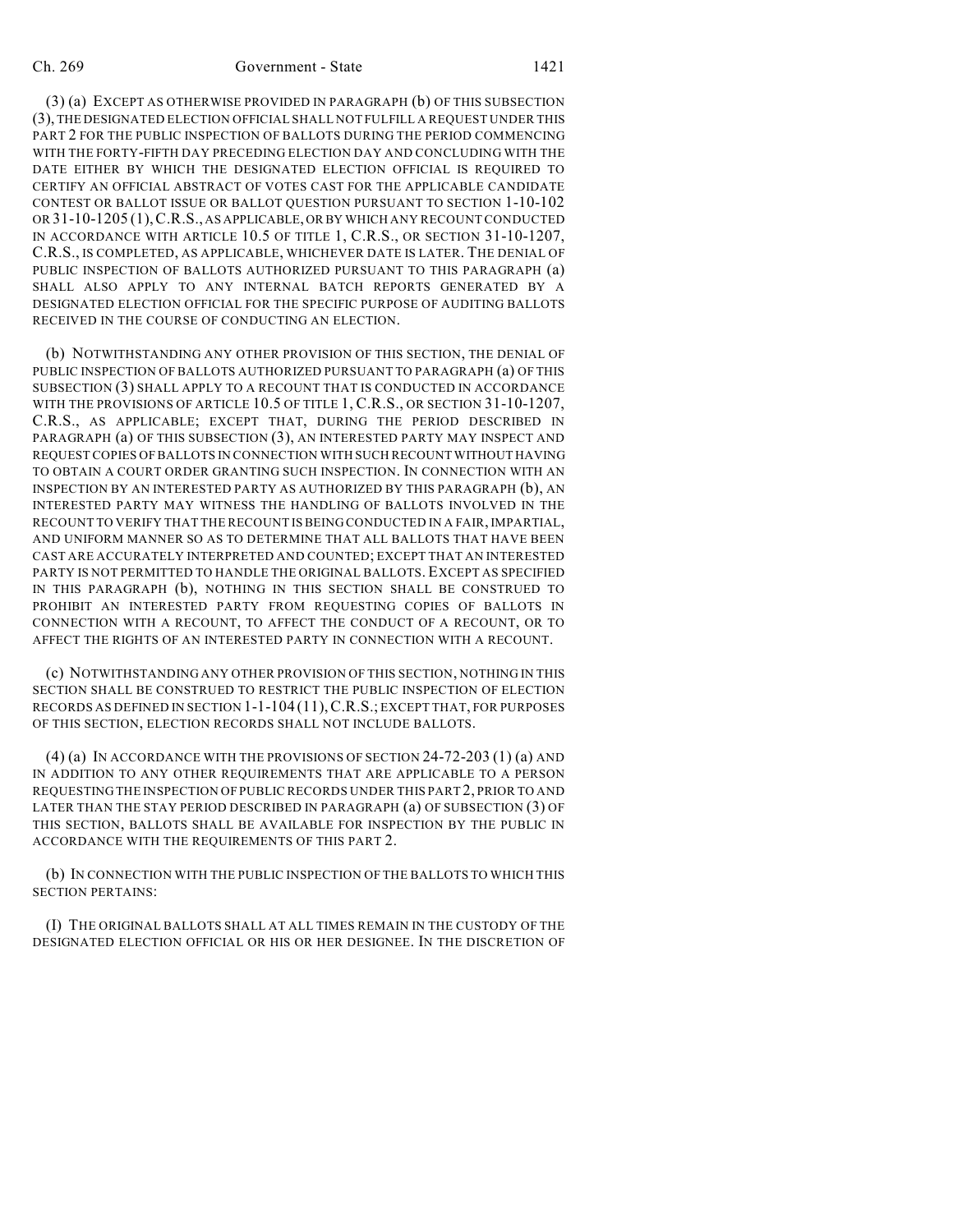(3) (a) EXCEPT AS OTHERWISE PROVIDED IN PARAGRAPH (b) OF THIS SUBSECTION (3), THE DESIGNATED ELECTION OFFICIAL SHALL NOT FULFILL A REQUEST UNDER THIS PART 2 FOR THE PUBLIC INSPECTION OF BALLOTS DURING THE PERIOD COMMENCING WITH THE FORTY-FIFTH DAY PRECEDING ELECTION DAY AND CONCLUDING WITH THE DATE EITHER BY WHICH THE DESIGNATED ELECTION OFFICIAL IS REQUIRED TO CERTIFY AN OFFICIAL ABSTRACT OF VOTES CAST FOR THE APPLICABLE CANDIDATE CONTEST OR BALLOT ISSUE OR BALLOT QUESTION PURSUANT TO SECTION 1-10-102 OR 31-10-1205 (1), C.R.S., AS APPLICABLE, OR BY WHICH ANY RECOUNT CONDUCTED IN ACCORDANCE WITH ARTICLE 10.5 OF TITLE 1, C.R.S., OR SECTION 31-10-1207, C.R.S., IS COMPLETED, AS APPLICABLE, WHICHEVER DATE IS LATER. THE DENIAL OF PUBLIC INSPECTION OF BALLOTS AUTHORIZED PURSUANT TO THIS PARAGRAPH (a) SHALL ALSO APPLY TO ANY INTERNAL BATCH REPORTS GENERATED BY A DESIGNATED ELECTION OFFICIAL FOR THE SPECIFIC PURPOSE OF AUDITING BALLOTS RECEIVED IN THE COURSE OF CONDUCTING AN ELECTION.

(b) NOTWITHSTANDING ANY OTHER PROVISION OF THIS SECTION, THE DENIAL OF PUBLIC INSPECTION OF BALLOTS AUTHORIZED PURSUANT TO PARAGRAPH (a) OF THIS SUBSECTION (3) SHALL APPLY TO A RECOUNT THAT IS CONDUCTED IN ACCORDANCE WITH THE PROVISIONS OF ARTICLE 10.5 OF TITLE 1, C.R.S., OR SECTION 31-10-1207, C.R.S., AS APPLICABLE; EXCEPT THAT, DURING THE PERIOD DESCRIBED IN PARAGRAPH (a) OF THIS SUBSECTION (3), AN INTERESTED PARTY MAY INSPECT AND REQUEST COPIES OF BALLOTS IN CONNECTION WITH SUCH RECOUNT WITHOUT HAVING TO OBTAIN A COURT ORDER GRANTING SUCH INSPECTION. IN CONNECTION WITH AN INSPECTION BY AN INTERESTED PARTY AS AUTHORIZED BY THIS PARAGRAPH (b), AN INTERESTED PARTY MAY WITNESS THE HANDLING OF BALLOTS INVOLVED IN THE RECOUNT TO VERIFY THAT THE RECOUNT IS BEING CONDUCTED IN A FAIR, IMPARTIAL, AND UNIFORM MANNER SO AS TO DETERMINE THAT ALL BALLOTS THAT HAVE BEEN CAST ARE ACCURATELY INTERPRETED AND COUNTED; EXCEPT THAT AN INTERESTED PARTY IS NOT PERMITTED TO HANDLE THE ORIGINAL BALLOTS. EXCEPT AS SPECIFIED IN THIS PARAGRAPH (b), NOTHING IN THIS SECTION SHALL BE CONSTRUED TO PROHIBIT AN INTERESTED PARTY FROM REQUESTING COPIES OF BALLOTS IN CONNECTION WITH A RECOUNT, TO AFFECT THE CONDUCT OF A RECOUNT, OR TO AFFECT THE RIGHTS OF AN INTERESTED PARTY IN CONNECTION WITH A RECOUNT.

(c) NOTWITHSTANDING ANY OTHER PROVISION OF THIS SECTION, NOTHING IN THIS SECTION SHALL BE CONSTRUED TO RESTRICT THE PUBLIC INSPECTION OF ELECTION RECORDS AS DEFINED IN SECTION 1-1-104 (11), C.R.S.; EXCEPT THAT, FOR PURPOSES OF THIS SECTION, ELECTION RECORDS SHALL NOT INCLUDE BALLOTS.

(4) (a) IN ACCORDANCE WITH THE PROVISIONS OF SECTION 24-72-203 (1) (a) AND IN ADDITION TO ANY OTHER REQUIREMENTS THAT ARE APPLICABLE TO A PERSON REQUESTING THE INSPECTION OF PUBLIC RECORDS UNDER THIS PART 2, PRIOR TO AND LATER THAN THE STAY PERIOD DESCRIBED IN PARAGRAPH (a) OF SUBSECTION (3) OF THIS SECTION, BALLOTS SHALL BE AVAILABLE FOR INSPECTION BY THE PUBLIC IN ACCORDANCE WITH THE REQUIREMENTS OF THIS PART 2.

(b) IN CONNECTION WITH THE PUBLIC INSPECTION OF THE BALLOTS TO WHICH THIS SECTION PERTAINS:

(I) THE ORIGINAL BALLOTS SHALL AT ALL TIMES REMAIN IN THE CUSTODY OF THE DESIGNATED ELECTION OFFICIAL OR HIS OR HER DESIGNEE. IN THE DISCRETION OF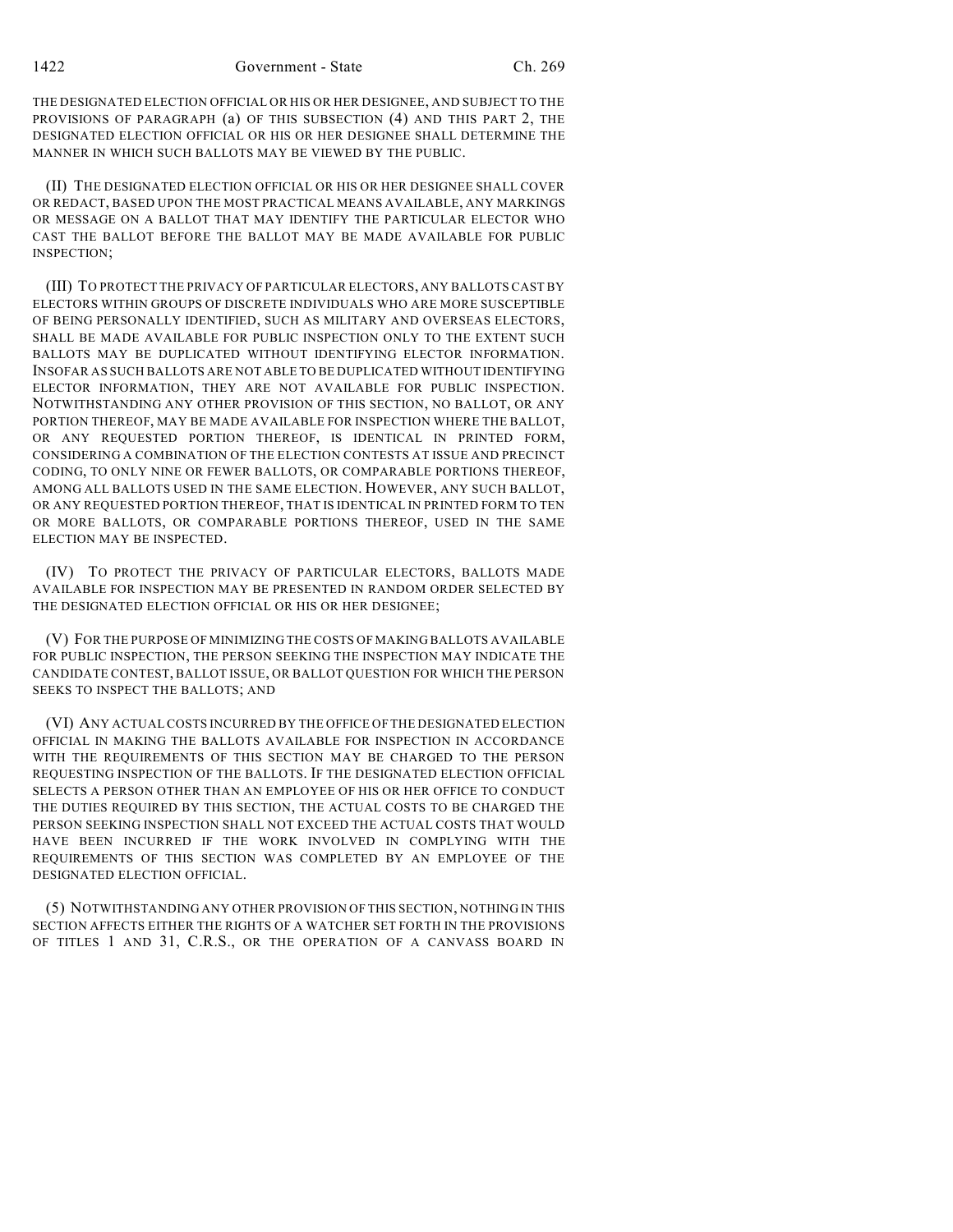THE DESIGNATED ELECTION OFFICIAL OR HIS OR HER DESIGNEE, AND SUBJECT TO THE PROVISIONS OF PARAGRAPH (a) OF THIS SUBSECTION (4) AND THIS PART 2, THE DESIGNATED ELECTION OFFICIAL OR HIS OR HER DESIGNEE SHALL DETERMINE THE MANNER IN WHICH SUCH BALLOTS MAY BE VIEWED BY THE PUBLIC.

(II) THE DESIGNATED ELECTION OFFICIAL OR HIS OR HER DESIGNEE SHALL COVER OR REDACT, BASED UPON THE MOST PRACTICAL MEANS AVAILABLE, ANY MARKINGS OR MESSAGE ON A BALLOT THAT MAY IDENTIFY THE PARTICULAR ELECTOR WHO CAST THE BALLOT BEFORE THE BALLOT MAY BE MADE AVAILABLE FOR PUBLIC INSPECTION;

(III) TO PROTECT THE PRIVACY OF PARTICULAR ELECTORS, ANY BALLOTS CAST BY ELECTORS WITHIN GROUPS OF DISCRETE INDIVIDUALS WHO ARE MORE SUSCEPTIBLE OF BEING PERSONALLY IDENTIFIED, SUCH AS MILITARY AND OVERSEAS ELECTORS, SHALL BE MADE AVAILABLE FOR PUBLIC INSPECTION ONLY TO THE EXTENT SUCH BALLOTS MAY BE DUPLICATED WITHOUT IDENTIFYING ELECTOR INFORMATION. INSOFAR AS SUCH BALLOTS ARE NOT ABLE TO BE DUPLICATED WITHOUT IDENTIFYING ELECTOR INFORMATION, THEY ARE NOT AVAILABLE FOR PUBLIC INSPECTION. NOTWITHSTANDING ANY OTHER PROVISION OF THIS SECTION, NO BALLOT, OR ANY PORTION THEREOF, MAY BE MADE AVAILABLE FOR INSPECTION WHERE THE BALLOT, OR ANY REQUESTED PORTION THEREOF, IS IDENTICAL IN PRINTED FORM, CONSIDERING A COMBINATION OF THE ELECTION CONTESTS AT ISSUE AND PRECINCT CODING, TO ONLY NINE OR FEWER BALLOTS, OR COMPARABLE PORTIONS THEREOF, AMONG ALL BALLOTS USED IN THE SAME ELECTION. HOWEVER, ANY SUCH BALLOT, OR ANY REQUESTED PORTION THEREOF, THAT IS IDENTICAL IN PRINTED FORM TO TEN OR MORE BALLOTS, OR COMPARABLE PORTIONS THEREOF, USED IN THE SAME ELECTION MAY BE INSPECTED.

(IV) TO PROTECT THE PRIVACY OF PARTICULAR ELECTORS, BALLOTS MADE AVAILABLE FOR INSPECTION MAY BE PRESENTED IN RANDOM ORDER SELECTED BY THE DESIGNATED ELECTION OFFICIAL OR HIS OR HER DESIGNEE;

(V) FOR THE PURPOSE OF MINIMIZING THE COSTS OF MAKING BALLOTS AVAILABLE FOR PUBLIC INSPECTION, THE PERSON SEEKING THE INSPECTION MAY INDICATE THE CANDIDATE CONTEST, BALLOT ISSUE, OR BALLOT QUESTION FOR WHICH THE PERSON SEEKS TO INSPECT THE BALLOTS; AND

(VI) ANY ACTUAL COSTS INCURRED BY THE OFFICE OF THE DESIGNATED ELECTION OFFICIAL IN MAKING THE BALLOTS AVAILABLE FOR INSPECTION IN ACCORDANCE WITH THE REQUIREMENTS OF THIS SECTION MAY BE CHARGED TO THE PERSON REQUESTING INSPECTION OF THE BALLOTS. IF THE DESIGNATED ELECTION OFFICIAL SELECTS A PERSON OTHER THAN AN EMPLOYEE OF HIS OR HER OFFICE TO CONDUCT THE DUTIES REQUIRED BY THIS SECTION, THE ACTUAL COSTS TO BE CHARGED THE PERSON SEEKING INSPECTION SHALL NOT EXCEED THE ACTUAL COSTS THAT WOULD HAVE BEEN INCURRED IF THE WORK INVOLVED IN COMPLYING WITH THE REQUIREMENTS OF THIS SECTION WAS COMPLETED BY AN EMPLOYEE OF THE DESIGNATED ELECTION OFFICIAL.

(5) NOTWITHSTANDING ANY OTHER PROVISION OF THIS SECTION, NOTHING IN THIS SECTION AFFECTS EITHER THE RIGHTS OF A WATCHER SET FORTH IN THE PROVISIONS OF TITLES 1 AND 31, C.R.S., OR THE OPERATION OF A CANVASS BOARD IN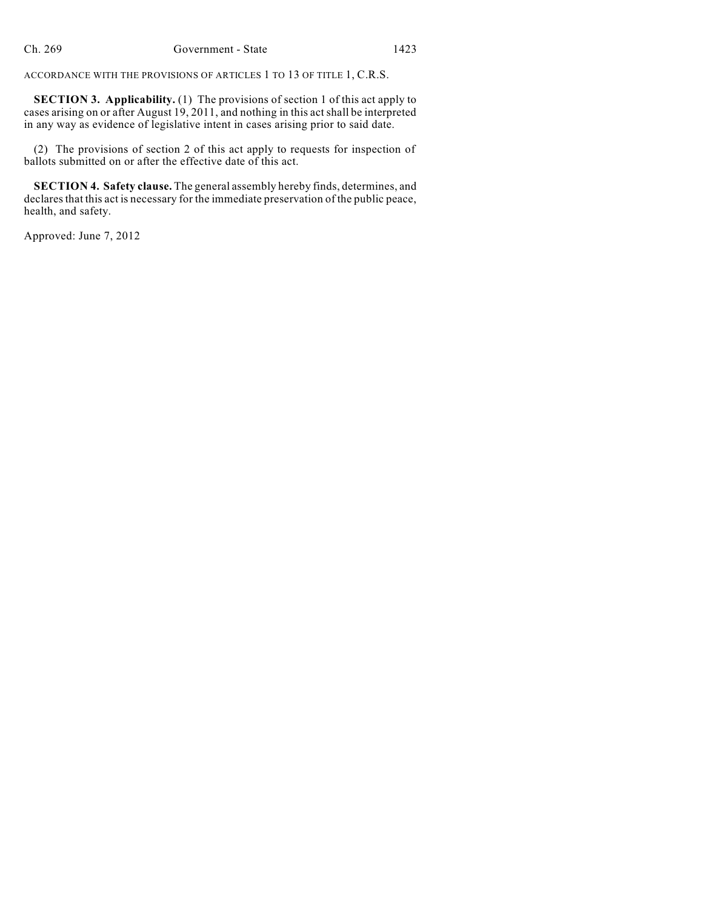ACCORDANCE WITH THE PROVISIONS OF ARTICLES 1 TO 13 OF TITLE 1, C.R.S.

**SECTION 3. Applicability.** (1) The provisions of section 1 of this act apply to cases arising on or after August 19, 2011, and nothing in this act shall be interpreted in any way as evidence of legislative intent in cases arising prior to said date.

(2) The provisions of section 2 of this act apply to requests for inspection of ballots submitted on or after the effective date of this act.

**SECTION 4. Safety clause.** The general assembly hereby finds, determines, and declares that this act is necessary for the immediate preservation of the public peace, health, and safety.

Approved: June 7, 2012